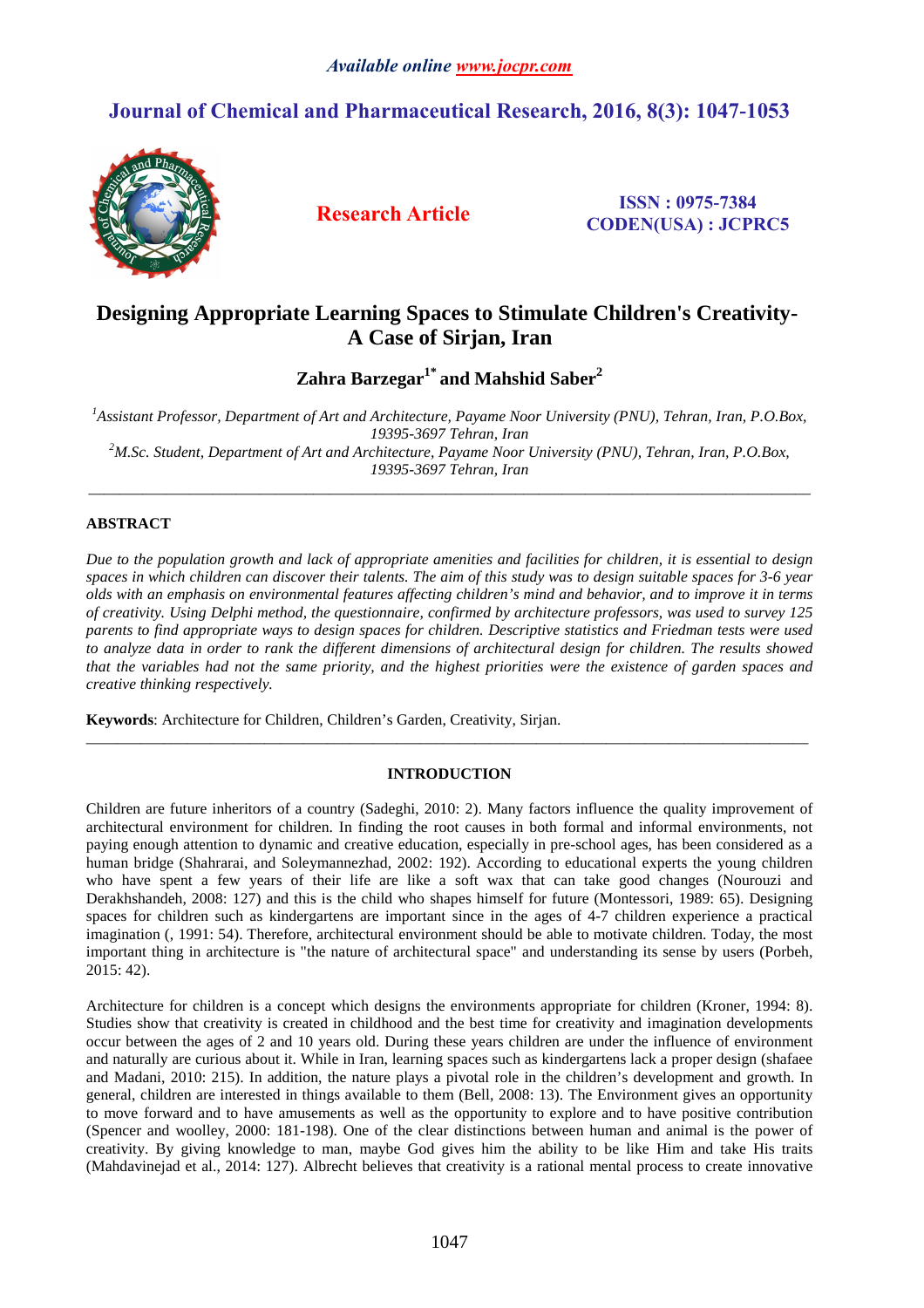# Designing Appropriate Learning Spaces to Stimulate Children's Creativity-A Case of Sirjan, Iran

**Zahra Barzegar[1*] and Mahshid Saber[2]**

*[1]Assistant Professor, Department of Art and Architecture, Payame Noor University (PNU), Tehran, Iran, P.O.Box, 19395-3697 Tehran, Iran*
*[2]M.Sc. Student, Department of Art and Architecture, Payame Noor University (PNU), Tehran, Iran, P.O.Box, 19395-3697 Tehran, Iran*

---

## ABSTRACT

*Due to the population growth and lack of appropriate amenities and facilities for children, it is essential to design spaces in which children can discover their talents. The aim of this study was to design suitable spaces for 3-6 year olds with an emphasis on environmental features affecting children's mind and behavior, and to improve it in terms of creativity. Using Delphi method, the questionnaire, confirmed by architecture professors, was used to survey 125 parents to find appropriate ways to design spaces for children. Descriptive statistics and Friedman tests were used to analyze data in order to rank the different dimensions of architectural design for children. The results showed that the variables had not the same priority, and the highest priorities were the existence of garden spaces and creative thinking respectively.*

**Keywords**: Architecture for Children, Children's Garden, Creativity, Sirjan.

---

## INTRODUCTION

Children are future inheritors of a country (Sadeghi, 2010: 2). Many factors influence the quality improvement of architectural environment for children. In finding the root causes in both formal and informal environments, not paying enough attention to dynamic and creative education, especially in pre-school ages, has been considered as a human bridge (Shahrarai, and Soleymannezhad, 2002: 192). According to educational experts the young children who have spent a few years of their life are like a soft wax that can take good changes (Nourouzi and Derakhshandeh, 2008: 127) and this is the child who shapes himself for future (Montessori, 1989: 65). Designing spaces for children such as kindergartens are important since in the ages of 4-7 children experience a practical imagination (, 1991: 54). Therefore, architectural environment should be able to motivate children. Today, the most important thing in architecture is "the nature of architectural space" and understanding its sense by users (Porbeh, 2015: 42).

Architecture for children is a concept which designs the environments appropriate for children (Kroner, 1994: 8). Studies show that creativity is created in childhood and the best time for creativity and imagination developments occur between the ages of 2 and 10 years old. During these years children are under the influence of environment and naturally are curious about it. While in Iran, learning spaces such as kindergartens lack a proper design (shafaee and Madani, 2010: 215). In addition, the nature plays a pivotal role in the children's development and growth. In general, children are interested in things available to them (Bell, 2008: 13). The Environment gives an opportunity to move forward and to have amusements as well as the opportunity to explore and to have positive contribution (Spencer and woolley, 2000: 181-198). One of the clear distinctions between human and animal is the power of creativity. By giving knowledge to man, maybe God gives him the ability to be like Him and take His traits (Mahdavinejad et al., 2014: 127). Albrecht believes that creativity is a rational mental process to create innovative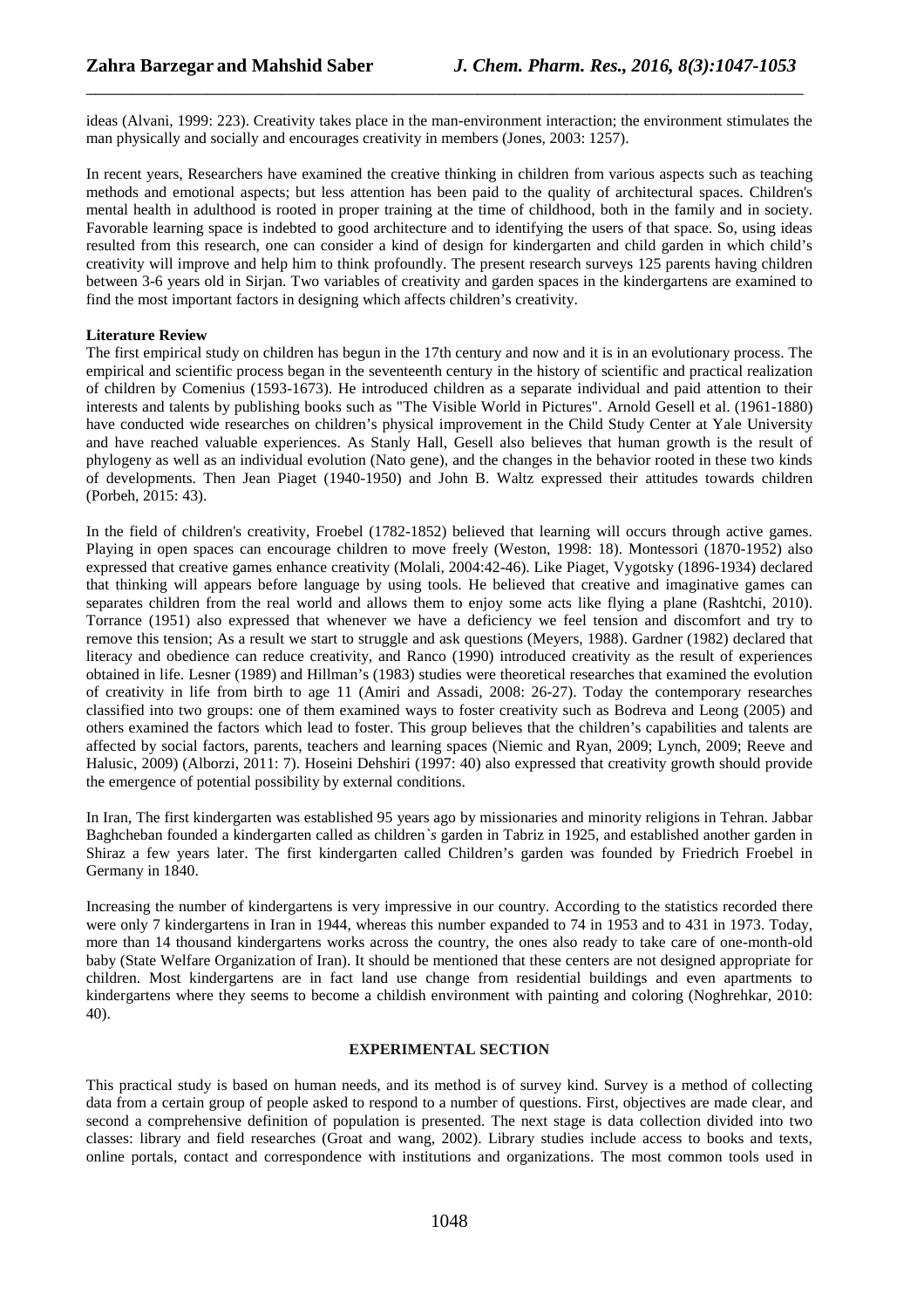ideas (Alvani, 1999: 223). Creativity takes place in the man-environment interaction; the environment stimulates the man physically and socially and encourages creativity in members (Jones, 2003: 1257).

In recent years, Researchers have examined the creative thinking in children from various aspects such as teaching methods and emotional aspects; but less attention has been paid to the quality of architectural spaces. Children's mental health in adulthood is rooted in proper training at the time of childhood, both in the family and in society. Favorable learning space is indebted to good architecture and to identifying the users of that space. So, using ideas resulted from this research, one can consider a kind of design for kindergarten and child garden in which child's creativity will improve and help him to think profoundly. The present research surveys 125 parents having children between 3-6 years old in Sirjan. Two variables of creativity and garden spaces in the kindergartens are examined to find the most important factors in designing which affects children's creativity.

**Literature Review**

The first empirical study on children has begun in the 17th century and now and it is in an evolutionary process. The empirical and scientific process began in the seventeenth century in the history of scientific and practical realization of children by Comenius (1593-1673). He introduced children as a separate individual and paid attention to their interests and talents by publishing books such as "The Visible World in Pictures". Arnold Gesell et al. (1961-1880) have conducted wide researches on children's physical improvement in the Child Study Center at Yale University and have reached valuable experiences. As Stanly Hall, Gesell also believes that human growth is the result of phylogeny as well as an individual evolution (Nato gene), and the changes in the behavior rooted in these two kinds of developments. Then Jean Piaget (1940-1950) and John B. Waltz expressed their attitudes towards children (Porbeh, 2015: 43).

In the field of children's creativity, Froebel (1782-1852) believed that learning will occurs through active games. Playing in open spaces can encourage children to move freely (Weston, 1998: 18). Montessori (1870-1952) also expressed that creative games enhance creativity (Molali, 2004:42-46). Like Piaget, Vygotsky (1896-1934) declared that thinking will appears before language by using tools. He believed that creative and imaginative games can separates children from the real world and allows them to enjoy some acts like flying a plane (Rashtchi, 2010). Torrance (1951) also expressed that whenever we have a deficiency we feel tension and discomfort and try to remove this tension; As a result we start to struggle and ask questions (Meyers, 1988). Gardner (1982) declared that literacy and obedience can reduce creativity, and Ranco (1990) introduced creativity as the result of experiences obtained in life. Lesner (1989) and Hillman's (1983) studies were theoretical researches that examined the evolution of creativity in life from birth to age 11 (Amiri and Assadi, 2008: 26-27). Today the contemporary researches classified into two groups: one of them examined ways to foster creativity such as Bodreva and Leong (2005) and others examined the factors which lead to foster. This group believes that the children's capabilities and talents are affected by social factors, parents, teachers and learning spaces (Niemic and Ryan, 2009; Lynch, 2009; Reeve and Halusic, 2009) (Alborzi, 2011: 7). Hoseini Dehshiri (1997: 40) also expressed that creativity growth should provide the emergence of potential possibility by external conditions.

In Iran, The first kindergarten was established 95 years ago by missionaries and minority religions in Tehran. Jabbar Baghcheban founded a kindergarten called as children`s garden in Tabriz in 1925, and established another garden in Shiraz a few years later. The first kindergarten called Children's garden was founded by Friedrich Froebel in Germany in 1840.

Increasing the number of kindergartens is very impressive in our country. According to the statistics recorded there were only 7 kindergartens in Iran in 1944, whereas this number expanded to 74 in 1953 and to 431 in 1973. Today, more than 14 thousand kindergartens works across the country, the ones also ready to take care of one-month-old baby (State Welfare Organization of Iran). It should be mentioned that these centers are not designed appropriate for children. Most kindergartens are in fact land use change from residential buildings and even apartments to kindergartens where they seems to become a childish environment with painting and coloring (Noghrehkar, 2010: 40).

## EXPERIMENTAL SECTION

This practical study is based on human needs, and its method is of survey kind. Survey is a method of collecting data from a certain group of people asked to respond to a number of questions. First, objectives are made clear, and second a comprehensive definition of population is presented. The next stage is data collection divided into two classes: library and field researches (Groat and wang, 2002). Library studies include access to books and texts, online portals, contact and correspondence with institutions and organizations. The most common tools used in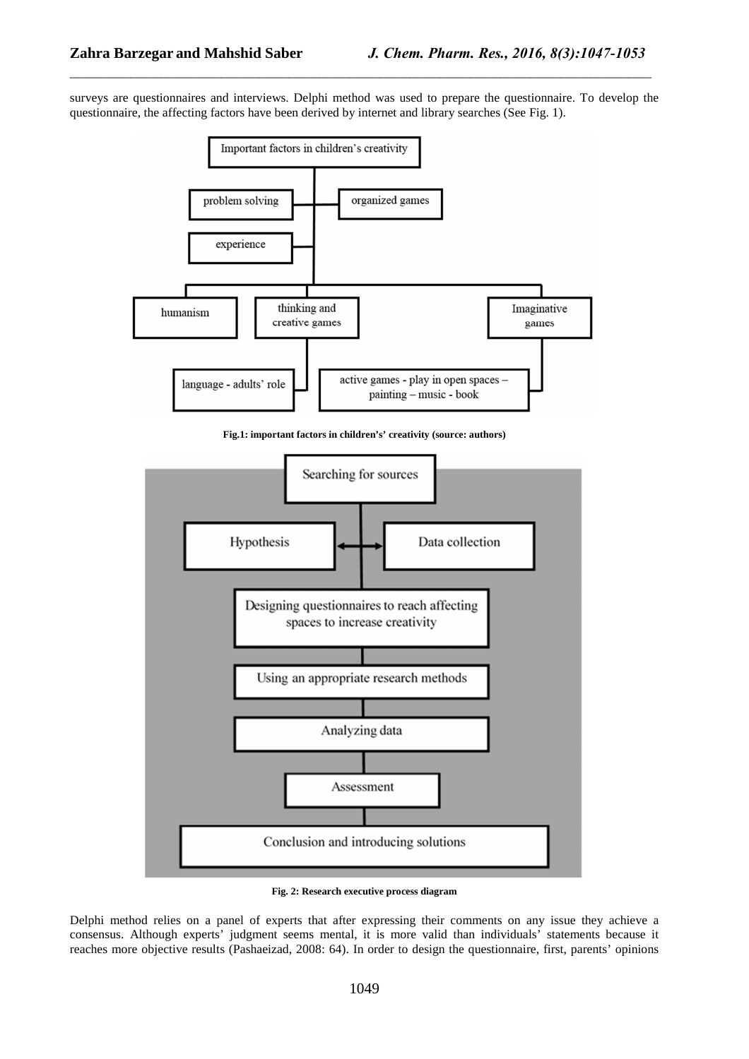surveys are questionnaires and interviews. Delphi method was used to prepare the questionnaire. To develop the questionnaire, the affecting factors have been derived by internet and library searches (See Fig. 1).

Important factors in children's creativity

problem solving | organized games

experience

humanism | thinking and creative games | Imaginative games

language - adults' role | active games - play in open spaces – painting – music - book

**Fig.1: important factors in children's' creativity (source: authors)**

Searching for sources

Hypothesis ↔ Data collection

Designing questionnaires to reach affecting spaces to increase creativity

Using an appropriate research methods

Analyzing data

Assessment

Conclusion and introducing solutions

**Fig. 2: Research executive process diagram**

Delphi method relies on a panel of experts that after expressing their comments on any issue they achieve a consensus. Although experts' judgment seems mental, it is more valid than individuals' statements because it reaches more objective results (Pashaeizad, 2008: 64). In order to design the questionnaire, first, parents' opinions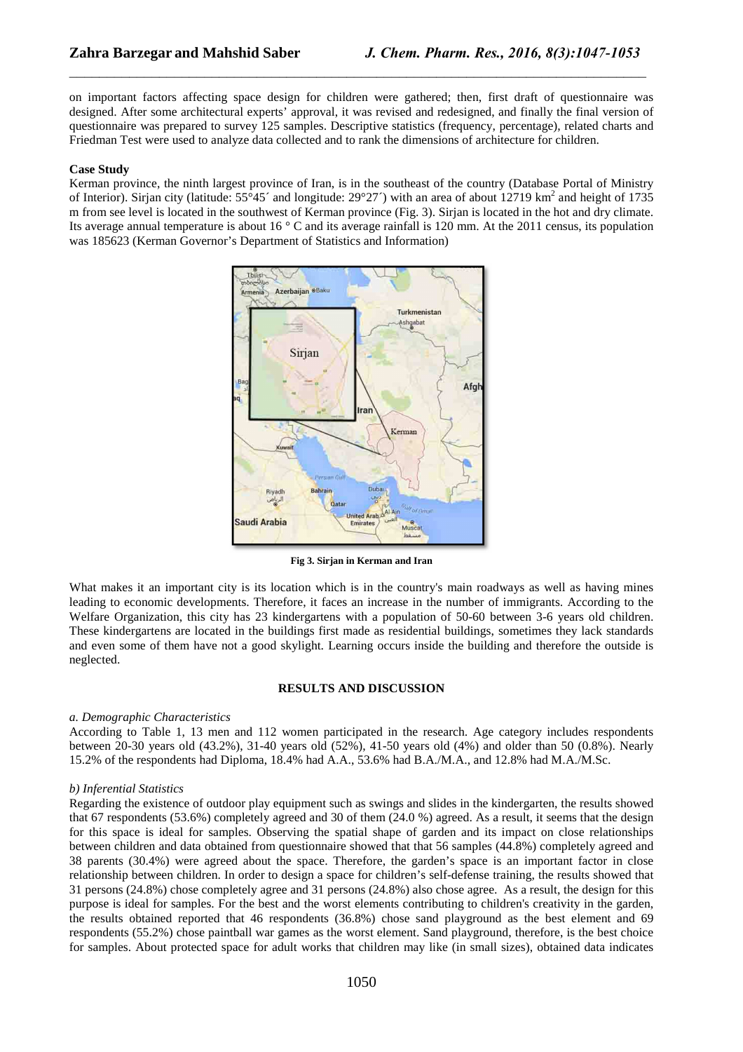on important factors affecting space design for children were gathered; then, first draft of questionnaire was designed. After some architectural experts' approval, it was revised and redesigned, and finally the final version of questionnaire was prepared to survey 125 samples. Descriptive statistics (frequency, percentage), related charts and Friedman Test were used to analyze data collected and to rank the dimensions of architecture for children.

**Case Study**

Kerman province, the ninth largest province of Iran, is in the southeast of the country (Database Portal of Ministry of Interior). Sirjan city (latitude: 55°45´ and longitude: 29°27´) with an area of about 12719 km$^2$ and height of 1735 m from see level is located in the southwest of Kerman province (Fig. 3). Sirjan is located in the hot and dry climate. Its average annual temperature is about 16 ° C and its average rainfall is 120 mm. At the 2011 census, its population was 185623 (Kerman Governor's Department of Statistics and Information)

**Fig 3. Sirjan in Kerman and Iran**

What makes it an important city is its location which is in the country's main roadways as well as having mines leading to economic developments. Therefore, it faces an increase in the number of immigrants. According to the Welfare Organization, this city has 23 kindergartens with a population of 50-60 between 3-6 years old children. These kindergartens are located in the buildings first made as residential buildings, sometimes they lack standards and even some of them have not a good skylight. Learning occurs inside the building and therefore the outside is neglected.

## RESULTS AND DISCUSSION

*a. Demographic Characteristics*

According to Table 1, 13 men and 112 women participated in the research. Age category includes respondents between 20-30 years old (43.2%), 31-40 years old (52%), 41-50 years old (4%) and older than 50 (0.8%). Nearly 15.2% of the respondents had Diploma, 18.4% had A.A., 53.6% had B.A./M.A., and 12.8% had M.A./M.Sc.

*b) Inferential Statistics*

Regarding the existence of outdoor play equipment such as swings and slides in the kindergarten, the results showed that 67 respondents (53.6%) completely agreed and 30 of them (24.0 %) agreed. As a result, it seems that the design for this space is ideal for samples. Observing the spatial shape of garden and its impact on close relationships between children and data obtained from questionnaire showed that that 56 samples (44.8%) completely agreed and 38 parents (30.4%) were agreed about the space. Therefore, the garden's space is an important factor in close relationship between children. In order to design a space for children's self-defense training, the results showed that 31 persons (24.8%) chose completely agree and 31 persons (24.8%) also chose agree. As a result, the design for this purpose is ideal for samples. For the best and the worst elements contributing to children's creativity in the garden, the results obtained reported that 46 respondents (36.8%) chose sand playground as the best element and 69 respondents (55.2%) chose paintball war games as the worst element. Sand playground, therefore, is the best choice for samples. About protected space for adult works that children may like (in small sizes), obtained data indicates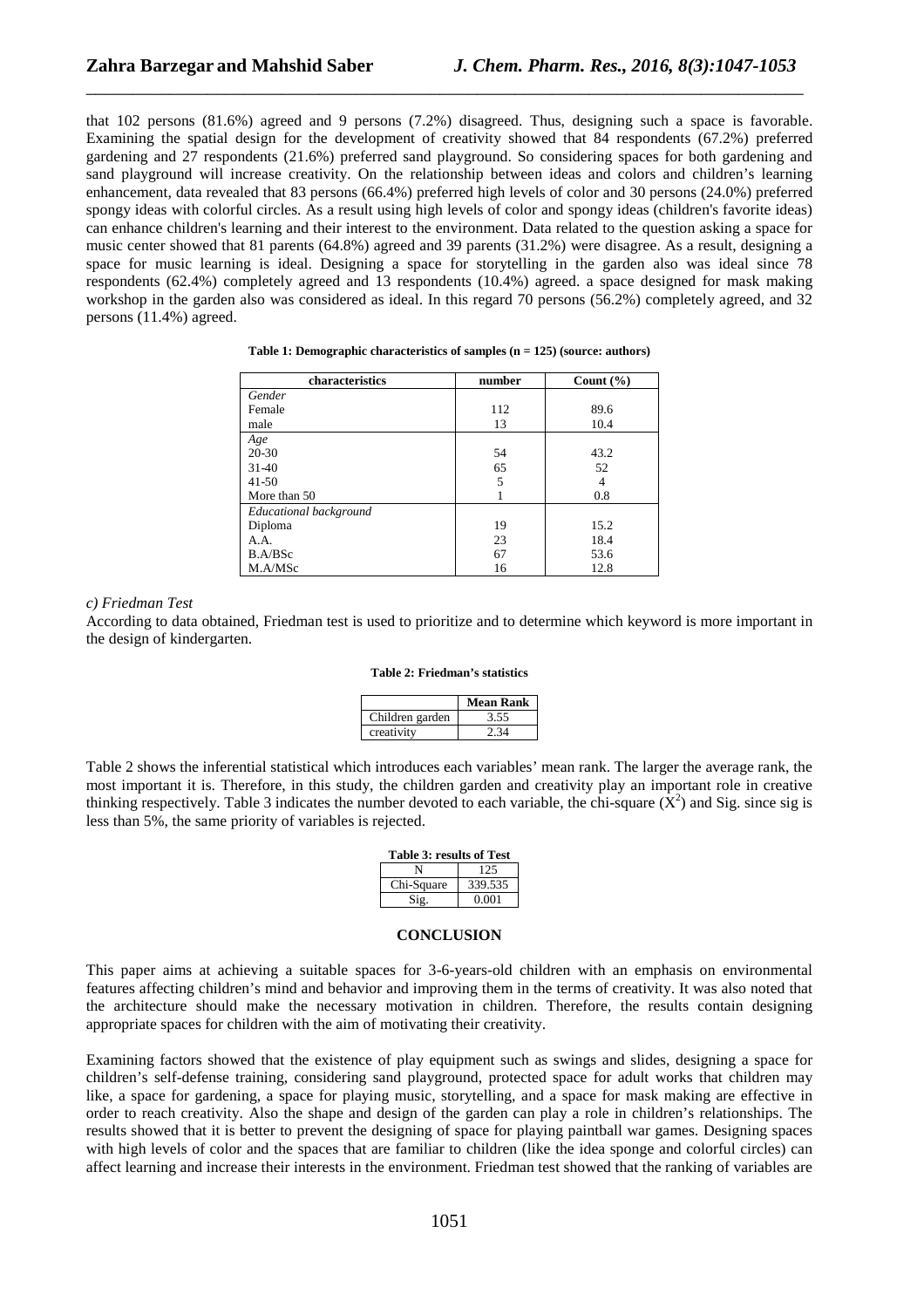that 102 persons (81.6%) agreed and 9 persons (7.2%) disagreed. Thus, designing such a space is favorable. Examining the spatial design for the development of creativity showed that 84 respondents (67.2%) preferred gardening and 27 respondents (21.6%) preferred sand playground. So considering spaces for both gardening and sand playground will increase creativity. On the relationship between ideas and colors and children's learning enhancement, data revealed that 83 persons (66.4%) preferred high levels of color and 30 persons (24.0%) preferred spongy ideas with colorful circles. As a result using high levels of color and spongy ideas (children's favorite ideas) can enhance children's learning and their interest to the environment. Data related to the question asking a space for music center showed that 81 parents (64.8%) agreed and 39 parents (31.2%) were disagree. As a result, designing a space for music learning is ideal. Designing a space for storytelling in the garden also was ideal since 78 respondents (62.4%) completely agreed and 13 respondents (10.4%) agreed. a space designed for mask making workshop in the garden also was considered as ideal. In this regard 70 persons (56.2%) completely agreed, and 32 persons (11.4%) agreed.

**Table 1: Demographic characteristics of samples (n = 125) (source: authors)**

| characteristics | number | Count (%) |
|---|---|---|
| *Gender* | | |
| Female | 112 | 89.6 |
| male | 13 | 10.4 |
| *Age* | | |
| 20-30 | 54 | 43.2 |
| 31-40 | 65 | 52 |
| 41-50 | 5 | 4 |
| More than 50 | 1 | 0.8 |
| *Educational background* | | |
| Diploma | 19 | 15.2 |
| A.A. | 23 | 18.4 |
| B.A/BSc | 67 | 53.6 |
| M.A/MSc | 16 | 12.8 |

*c) Friedman Test*

According to data obtained, Friedman test is used to prioritize and to determine which keyword is more important in the design of kindergarten.

**Table 2: Friedman's statistics**

| | Mean Rank |
|---|---|
| Children garden | 3.55 |
| creativity | 2.34 |

Table 2 shows the inferential statistical which introduces each variables' mean rank. The larger the average rank, the most important it is. Therefore, in this study, the children garden and creativity play an important role in creative thinking respectively. Table 3 indicates the number devoted to each variable, the chi-square ($X^2$) and Sig. since sig is less than 5%, the same priority of variables is rejected.

**Table 3: results of Test**

| | |
|---|---|
| N | 125 |
| Chi-Square | 339.535 |
| Sig. | 0.001 |

## CONCLUSION

This paper aims at achieving a suitable spaces for 3-6-years-old children with an emphasis on environmental features affecting children's mind and behavior and improving them in the terms of creativity. It was also noted that the architecture should make the necessary motivation in children. Therefore, the results contain designing appropriate spaces for children with the aim of motivating their creativity.

Examining factors showed that the existence of play equipment such as swings and slides, designing a space for children's self-defense training, considering sand playground, protected space for adult works that children may like, a space for gardening, a space for playing music, storytelling, and a space for mask making are effective in order to reach creativity. Also the shape and design of the garden can play a role in children's relationships. The results showed that it is better to prevent the designing of space for playing paintball war games. Designing spaces with high levels of color and the spaces that are familiar to children (like the idea sponge and colorful circles) can affect learning and increase their interests in the environment. Friedman test showed that the ranking of variables are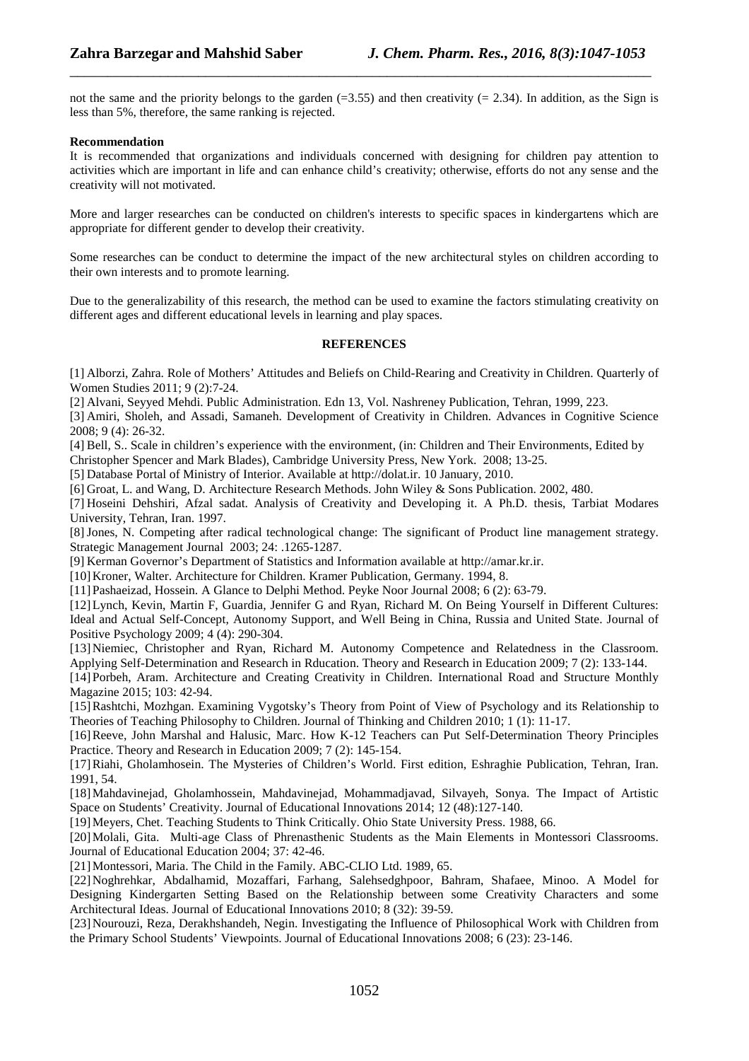not the same and the priority belongs to the garden (=3.55) and then creativity (= 2.34). In addition, as the Sign is less than 5%, therefore, the same ranking is rejected.

**Recommendation**

It is recommended that organizations and individuals concerned with designing for children pay attention to activities which are important in life and can enhance child's creativity; otherwise, efforts do not any sense and the creativity will not motivated.

More and larger researches can be conducted on children's interests to specific spaces in kindergartens which are appropriate for different gender to develop their creativity.

Some researches can be conduct to determine the impact of the new architectural styles on children according to their own interests and to promote learning.

Due to the generalizability of this research, the method can be used to examine the factors stimulating creativity on different ages and different educational levels in learning and play spaces.

## REFERENCES

[1] Alborzi, Zahra. Role of Mothers' Attitudes and Beliefs on Child-Rearing and Creativity in Children. Quarterly of Women Studies 2011; 9 (2):7-24.

[2] Alvani, Seyyed Mehdi. Public Administration. Edn 13, Vol. Nashreney Publication, Tehran, 1999, 223.

[3] Amiri, Sholeh, and Assadi, Samaneh. Development of Creativity in Children. Advances in Cognitive Science 2008; 9 (4): 26-32.

[4] Bell, S.. Scale in children's experience with the environment, (in: Children and Their Environments, Edited by Christopher Spencer and Mark Blades), Cambridge University Press, New York. 2008; 13-25.

[5] Database Portal of Ministry of Interior. Available at http://dolat.ir. 10 January, 2010.

[6] Groat, L. and Wang, D. Architecture Research Methods. John Wiley & Sons Publication. 2002, 480.

[7] Hoseini Dehshiri, Afzal sadat. Analysis of Creativity and Developing it. A Ph.D. thesis, Tarbiat Modares University, Tehran, Iran. 1997.

[8] Jones, N. Competing after radical technological change: The significant of Product line management strategy. Strategic Management Journal 2003; 24: .1265-1287.

[9] Kerman Governor's Department of Statistics and Information available at http://amar.kr.ir.

[10] Kroner, Walter. Architecture for Children. Kramer Publication, Germany. 1994, 8.

[11] Pashaeizad, Hossein. A Glance to Delphi Method. Peyke Noor Journal 2008; 6 (2): 63-79.

[12] Lynch, Kevin, Martin F, Guardia, Jennifer G and Ryan, Richard M. On Being Yourself in Different Cultures: Ideal and Actual Self-Concept, Autonomy Support, and Well Being in China, Russia and United State. Journal of Positive Psychology 2009; 4 (4): 290-304.

[13] Niemiec, Christopher and Ryan, Richard M. Autonomy Competence and Relatedness in the Classroom. Applying Self-Determination and Research in Rducation. Theory and Research in Education 2009; 7 (2): 133-144.

[14] Porbeh, Aram. Architecture and Creating Creativity in Children. International Road and Structure Monthly Magazine 2015; 103: 42-94.

[15] Rashtchi, Mozhgan. Examining Vygotsky's Theory from Point of View of Psychology and its Relationship to Theories of Teaching Philosophy to Children. Journal of Thinking and Children 2010; 1 (1): 11-17.

[16] Reeve, John Marshal and Halusic, Marc. How K-12 Teachers can Put Self-Determination Theory Principles Practice. Theory and Research in Education 2009; 7 (2): 145-154.

[17] Riahi, Gholamhosein. The Mysteries of Children's World. First edition, Eshraghie Publication, Tehran, Iran. 1991, 54.

[18] Mahdavinejad, Gholamhossein, Mahdavinejad, Mohammadjavad, Silvayeh, Sonya. The Impact of Artistic Space on Students' Creativity. Journal of Educational Innovations 2014; 12 (48):127-140.

[19] Meyers, Chet. Teaching Students to Think Critically. Ohio State University Press. 1988, 66.

[20] Molali, Gita. Multi-age Class of Phrenasthenic Students as the Main Elements in Montessori Classrooms. Journal of Educational Education 2004; 37: 42-46.

[21] Montessori, Maria. The Child in the Family. ABC-CLIO Ltd. 1989, 65.

[22] Noghrehkar, Abdalhamid, Mozaffari, Farhang, Salehsedghpoor, Bahram, Shafaee, Minoo. A Model for Designing Kindergarten Setting Based on the Relationship between some Creativity Characters and some Architectural Ideas. Journal of Educational Innovations 2010; 8 (32): 39-59.

[23] Nourouzi, Reza, Derakhshandeh, Negin. Investigating the Influence of Philosophical Work with Children from the Primary School Students' Viewpoints. Journal of Educational Innovations 2008; 6 (23): 23-146.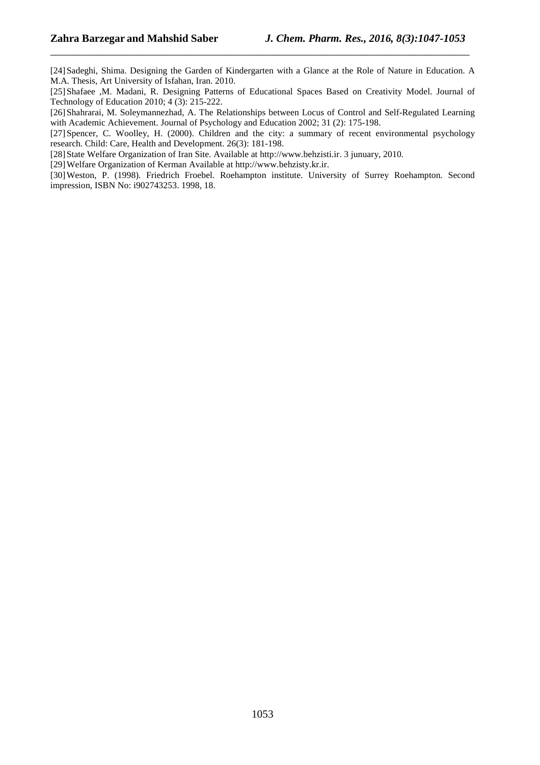[24] Sadeghi, Shima. Designing the Garden of Kindergarten with a Glance at the Role of Nature in Education. A M.A. Thesis, Art University of Isfahan, Iran. 2010.

[25] Shafaee ,M. Madani, R. Designing Patterns of Educational Spaces Based on Creativity Model. Journal of Technology of Education 2010; 4 (3): 215-222.

[26] Shahrarai, M. Soleymannezhad, A. The Relationships between Locus of Control and Self-Regulated Learning with Academic Achievement. Journal of Psychology and Education 2002; 31 (2): 175-198.

[27] Spencer, C. Woolley, H. (2000). Children and the city: a summary of recent environmental psychology research. Child: Care, Health and Development. 26(3): 181-198.

[28] State Welfare Organization of Iran Site. Available at http://www.behzisti.ir. 3 junuary, 2010.

[29] Welfare Organization of Kerman Available at http://www.behzisty.kr.ir.

[30] Weston, P. (1998). Friedrich Froebel. Roehampton institute. University of Surrey Roehampton. Second impression, ISBN No: i902743253. 1998, 18.